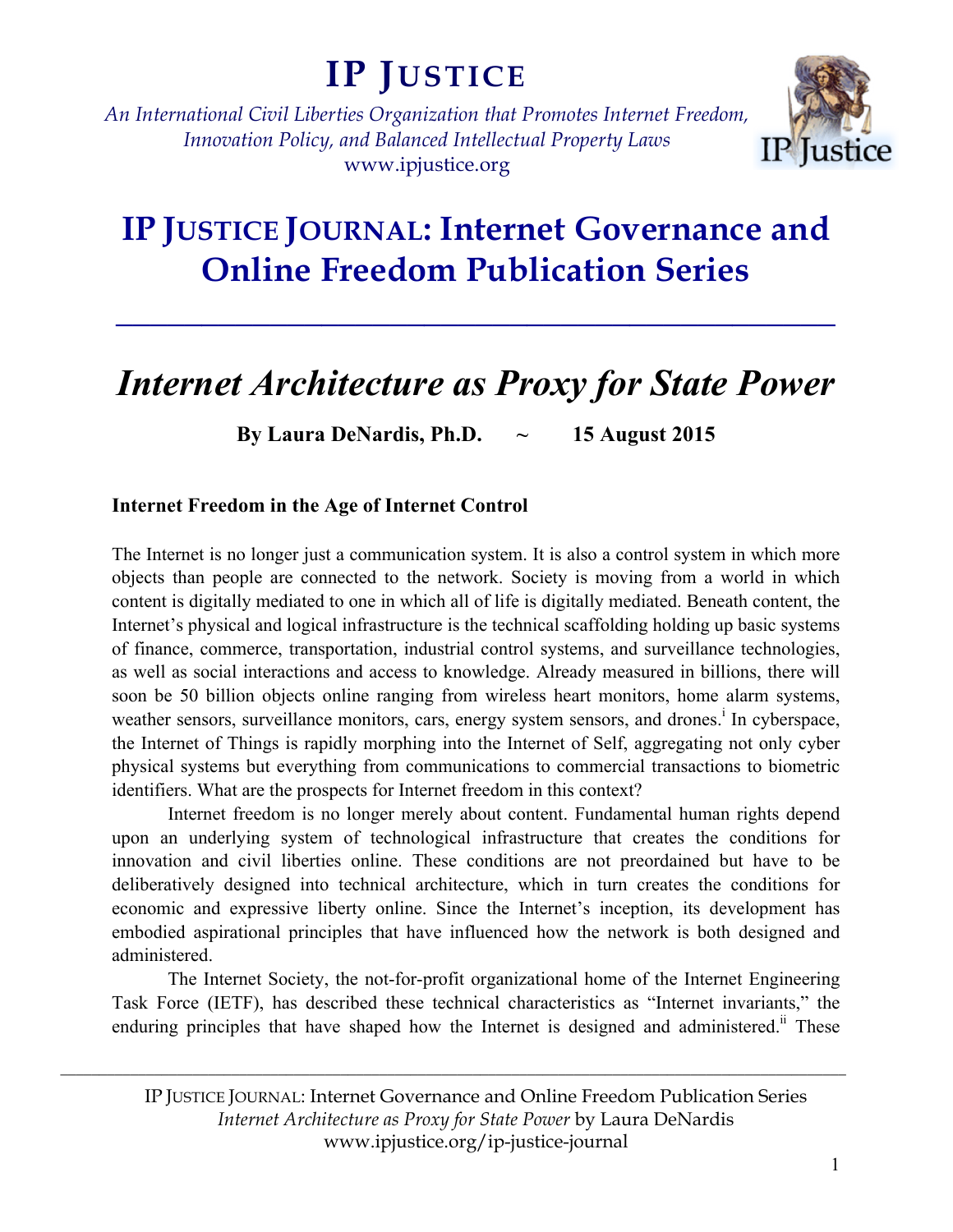# IP JUSTICE

*An International Civil Liberties Organization that Promotes Internet Freedom, Innovation Policy, and Balanced Intellectual Property Laws*
www.ipjustice.org

## IP JUSTICE JOURNAL: Internet Governance and Online Freedom Publication Series

# *Internet Architecture as Proxy for State Power*

**By Laura DeNardis, Ph.D. ~ 15 August 2015**

### Internet Freedom in the Age of Internet Control

The Internet is no longer just a communication system. It is also a control system in which more objects than people are connected to the network. Society is moving from a world in which content is digitally mediated to one in which all of life is digitally mediated. Beneath content, the Internet's physical and logical infrastructure is the technical scaffolding holding up basic systems of finance, commerce, transportation, industrial control systems, and surveillance technologies, as well as social interactions and access to knowledge. Already measured in billions, there will soon be 50 billion objects online ranging from wireless heart monitors, home alarm systems, weather sensors, surveillance monitors, cars, energy system sensors, and drones.[i] In cyberspace, the Internet of Things is rapidly morphing into the Internet of Self, aggregating not only cyber physical systems but everything from communications to commercial transactions to biometric identifiers. What are the prospects for Internet freedom in this context?

Internet freedom is no longer merely about content. Fundamental human rights depend upon an underlying system of technological infrastructure that creates the conditions for innovation and civil liberties online. These conditions are not preordained but have to be deliberatively designed into technical architecture, which in turn creates the conditions for economic and expressive liberty online. Since the Internet's inception, its development has embodied aspirational principles that have influenced how the network is both designed and administered.

The Internet Society, the not-for-profit organizational home of the Internet Engineering Task Force (IETF), has described these technical characteristics as "Internet invariants," the enduring principles that have shaped how the Internet is designed and administered.[ii] These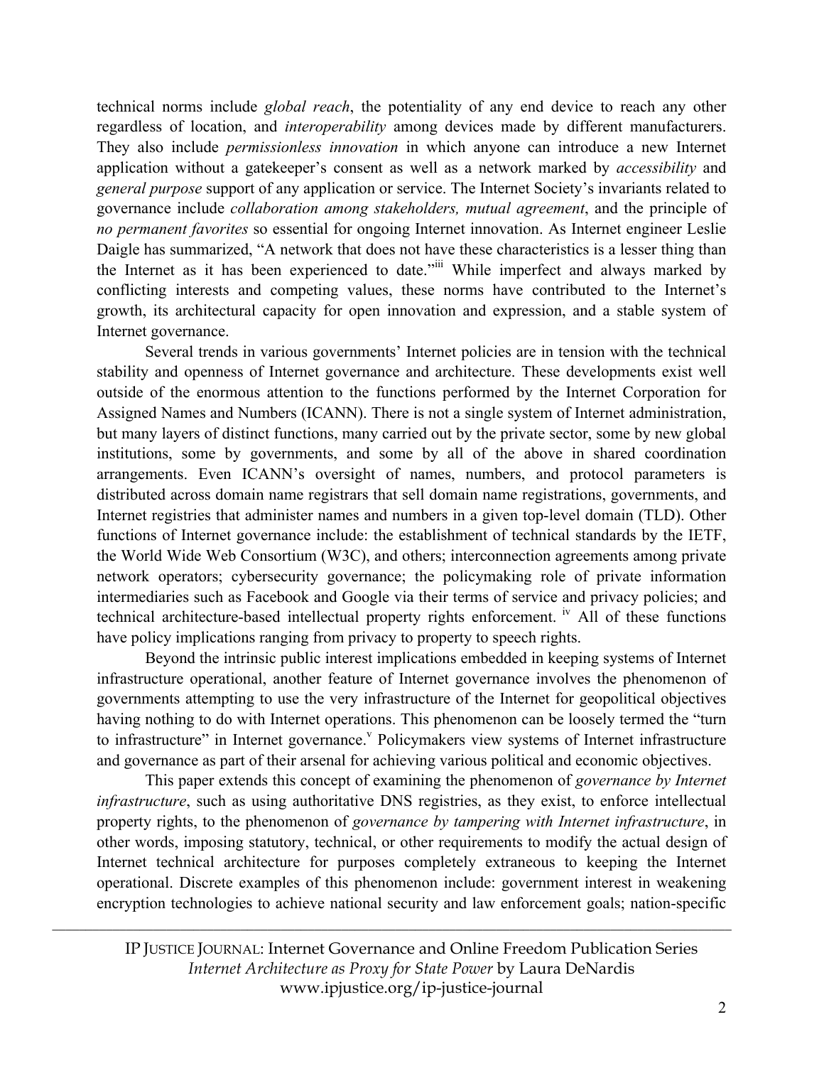technical norms include *global reach*, the potentiality of any end device to reach any other regardless of location, and *interoperability* among devices made by different manufacturers. They also include *permissionless innovation* in which anyone can introduce a new Internet application without a gatekeeper's consent as well as a network marked by *accessibility* and *general purpose* support of any application or service. The Internet Society's invariants related to governance include *collaboration among stakeholders, mutual agreement*, and the principle of *no permanent favorites* so essential for ongoing Internet innovation. As Internet engineer Leslie Daigle has summarized, "A network that does not have these characteristics is a lesser thing than the Internet as it has been experienced to date."[iii] While imperfect and always marked by conflicting interests and competing values, these norms have contributed to the Internet's growth, its architectural capacity for open innovation and expression, and a stable system of Internet governance.

Several trends in various governments' Internet policies are in tension with the technical stability and openness of Internet governance and architecture. These developments exist well outside of the enormous attention to the functions performed by the Internet Corporation for Assigned Names and Numbers (ICANN). There is not a single system of Internet administration, but many layers of distinct functions, many carried out by the private sector, some by new global institutions, some by governments, and some by all of the above in shared coordination arrangements. Even ICANN's oversight of names, numbers, and protocol parameters is distributed across domain name registrars that sell domain name registrations, governments, and Internet registries that administer names and numbers in a given top-level domain (TLD). Other functions of Internet governance include: the establishment of technical standards by the IETF, the World Wide Web Consortium (W3C), and others; interconnection agreements among private network operators; cybersecurity governance; the policymaking role of private information intermediaries such as Facebook and Google via their terms of service and privacy policies; and technical architecture-based intellectual property rights enforcement.[iv] All of these functions have policy implications ranging from privacy to property to speech rights.

Beyond the intrinsic public interest implications embedded in keeping systems of Internet infrastructure operational, another feature of Internet governance involves the phenomenon of governments attempting to use the very infrastructure of the Internet for geopolitical objectives having nothing to do with Internet operations. This phenomenon can be loosely termed the "turn to infrastructure" in Internet governance.[v] Policymakers view systems of Internet infrastructure and governance as part of their arsenal for achieving various political and economic objectives.

This paper extends this concept of examining the phenomenon of *governance by Internet infrastructure*, such as using authoritative DNS registries, as they exist, to enforce intellectual property rights, to the phenomenon of *governance by tampering with Internet infrastructure*, in other words, imposing statutory, technical, or other requirements to modify the actual design of Internet technical architecture for purposes completely extraneous to keeping the Internet operational. Discrete examples of this phenomenon include: government interest in weakening encryption technologies to achieve national security and law enforcement goals; nation-specific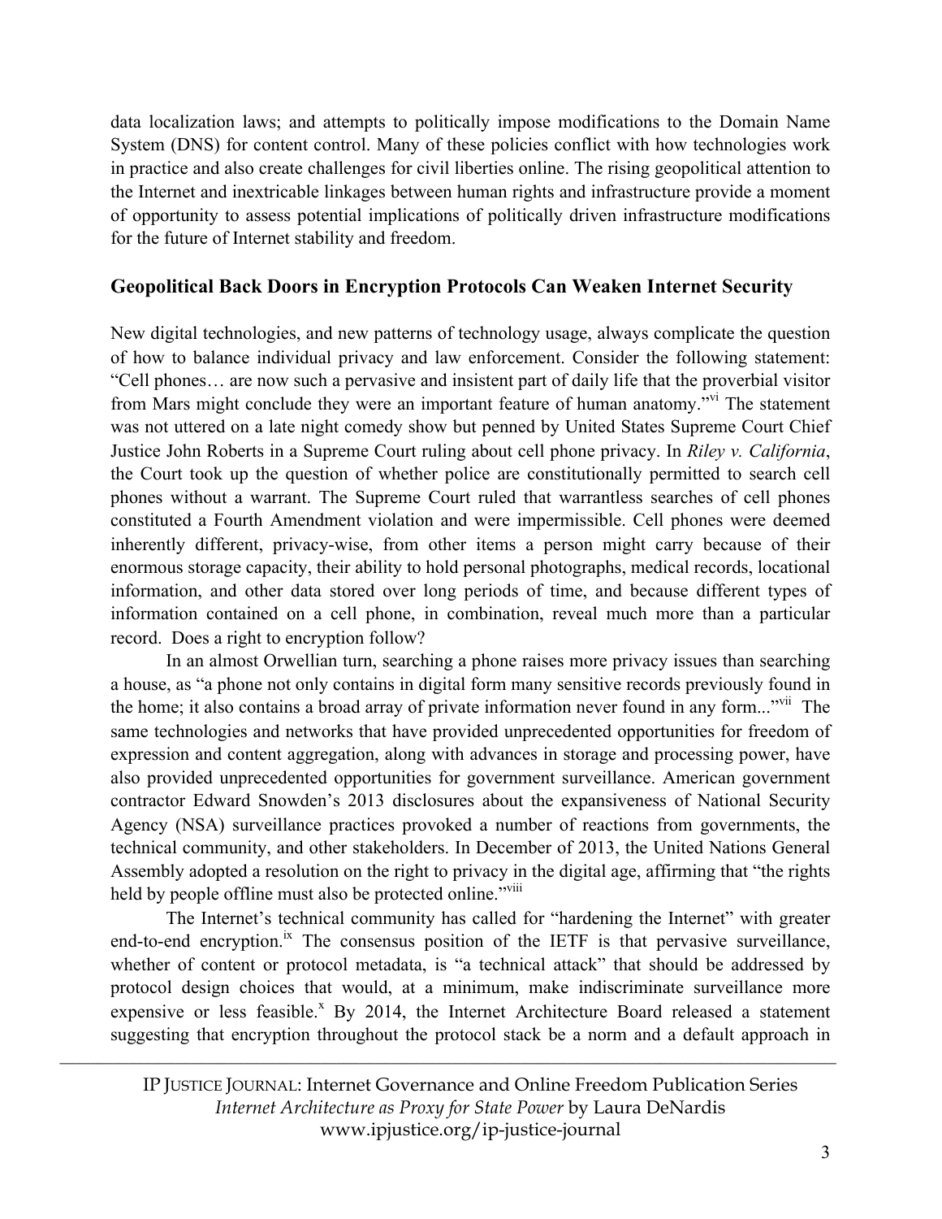data localization laws; and attempts to politically impose modifications to the Domain Name System (DNS) for content control. Many of these policies conflict with how technologies work in practice and also create challenges for civil liberties online. The rising geopolitical attention to the Internet and inextricable linkages between human rights and infrastructure provide a moment of opportunity to assess potential implications of politically driven infrastructure modifications for the future of Internet stability and freedom.

## Geopolitical Back Doors in Encryption Protocols Can Weaken Internet Security

New digital technologies, and new patterns of technology usage, always complicate the question of how to balance individual privacy and law enforcement. Consider the following statement: "Cell phones… are now such a pervasive and insistent part of daily life that the proverbial visitor from Mars might conclude they were an important feature of human anatomy."[vi] The statement was not uttered on a late night comedy show but penned by United States Supreme Court Chief Justice John Roberts in a Supreme Court ruling about cell phone privacy. In *Riley v. California*, the Court took up the question of whether police are constitutionally permitted to search cell phones without a warrant. The Supreme Court ruled that warrantless searches of cell phones constituted a Fourth Amendment violation and were impermissible. Cell phones were deemed inherently different, privacy-wise, from other items a person might carry because of their enormous storage capacity, their ability to hold personal photographs, medical records, locational information, and other data stored over long periods of time, and because different types of information contained on a cell phone, in combination, reveal much more than a particular record. Does a right to encryption follow?

In an almost Orwellian turn, searching a phone raises more privacy issues than searching a house, as "a phone not only contains in digital form many sensitive records previously found in the home; it also contains a broad array of private information never found in any form..."[vii] The same technologies and networks that have provided unprecedented opportunities for freedom of expression and content aggregation, along with advances in storage and processing power, have also provided unprecedented opportunities for government surveillance. American government contractor Edward Snowden's 2013 disclosures about the expansiveness of National Security Agency (NSA) surveillance practices provoked a number of reactions from governments, the technical community, and other stakeholders. In December of 2013, the United Nations General Assembly adopted a resolution on the right to privacy in the digital age, affirming that "the rights held by people offline must also be protected online."[viii]

The Internet's technical community has called for "hardening the Internet" with greater end-to-end encryption.[ix] The consensus position of the IETF is that pervasive surveillance, whether of content or protocol metadata, is "a technical attack" that should be addressed by protocol design choices that would, at a minimum, make indiscriminate surveillance more expensive or less feasible.[x] By 2014, the Internet Architecture Board released a statement suggesting that encryption throughout the protocol stack be a norm and a default approach in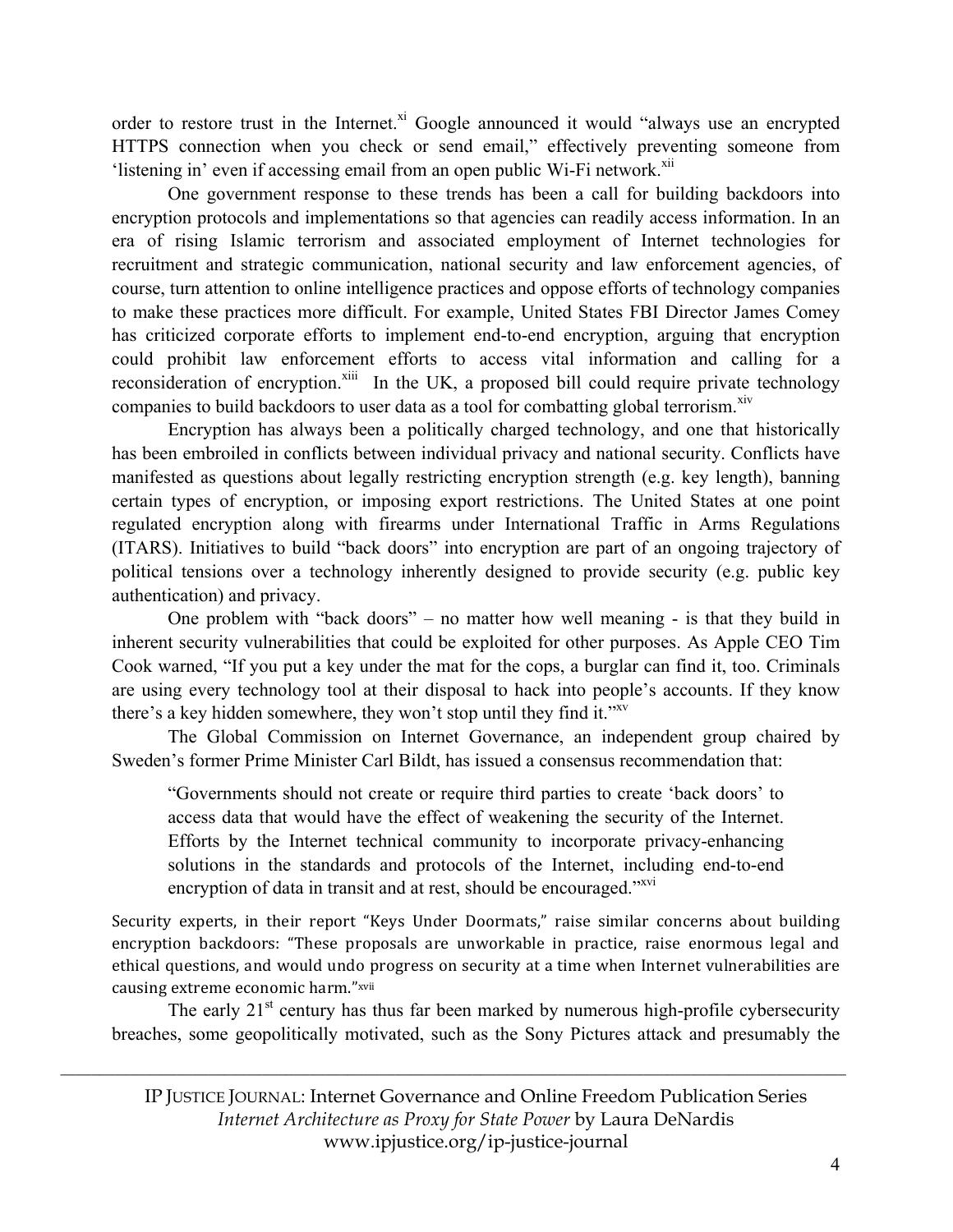order to restore trust in the Internet.[xi] Google announced it would "always use an encrypted HTTPS connection when you check or send email," effectively preventing someone from 'listening in' even if accessing email from an open public Wi-Fi network.[xii]

One government response to these trends has been a call for building backdoors into encryption protocols and implementations so that agencies can readily access information. In an era of rising Islamic terrorism and associated employment of Internet technologies for recruitment and strategic communication, national security and law enforcement agencies, of course, turn attention to online intelligence practices and oppose efforts of technology companies to make these practices more difficult. For example, United States FBI Director James Comey has criticized corporate efforts to implement end-to-end encryption, arguing that encryption could prohibit law enforcement efforts to access vital information and calling for a reconsideration of encryption.[xiii] In the UK, a proposed bill could require private technology companies to build backdoors to user data as a tool for combatting global terrorism.[xiv]

Encryption has always been a politically charged technology, and one that historically has been embroiled in conflicts between individual privacy and national security. Conflicts have manifested as questions about legally restricting encryption strength (e.g. key length), banning certain types of encryption, or imposing export restrictions. The United States at one point regulated encryption along with firearms under International Traffic in Arms Regulations (ITARS). Initiatives to build "back doors" into encryption are part of an ongoing trajectory of political tensions over a technology inherently designed to provide security (e.g. public key authentication) and privacy.

One problem with "back doors" – no matter how well meaning - is that they build in inherent security vulnerabilities that could be exploited for other purposes. As Apple CEO Tim Cook warned, "If you put a key under the mat for the cops, a burglar can find it, too. Criminals are using every technology tool at their disposal to hack into people's accounts. If they know there's a key hidden somewhere, they won't stop until they find it."[xv]

The Global Commission on Internet Governance, an independent group chaired by Sweden's former Prime Minister Carl Bildt, has issued a consensus recommendation that:

> "Governments should not create or require third parties to create 'back doors' to access data that would have the effect of weakening the security of the Internet. Efforts by the Internet technical community to incorporate privacy-enhancing solutions in the standards and protocols of the Internet, including end-to-end encryption of data in transit and at rest, should be encouraged."[xvi]

Security experts, in their report "Keys Under Doormats," raise similar concerns about building encryption backdoors: "These proposals are unworkable in practice, raise enormous legal and ethical questions, and would undo progress on security at a time when Internet vulnerabilities are causing extreme economic harm."[xvii]

The early 21st century has thus far been marked by numerous high-profile cybersecurity breaches, some geopolitically motivated, such as the Sony Pictures attack and presumably the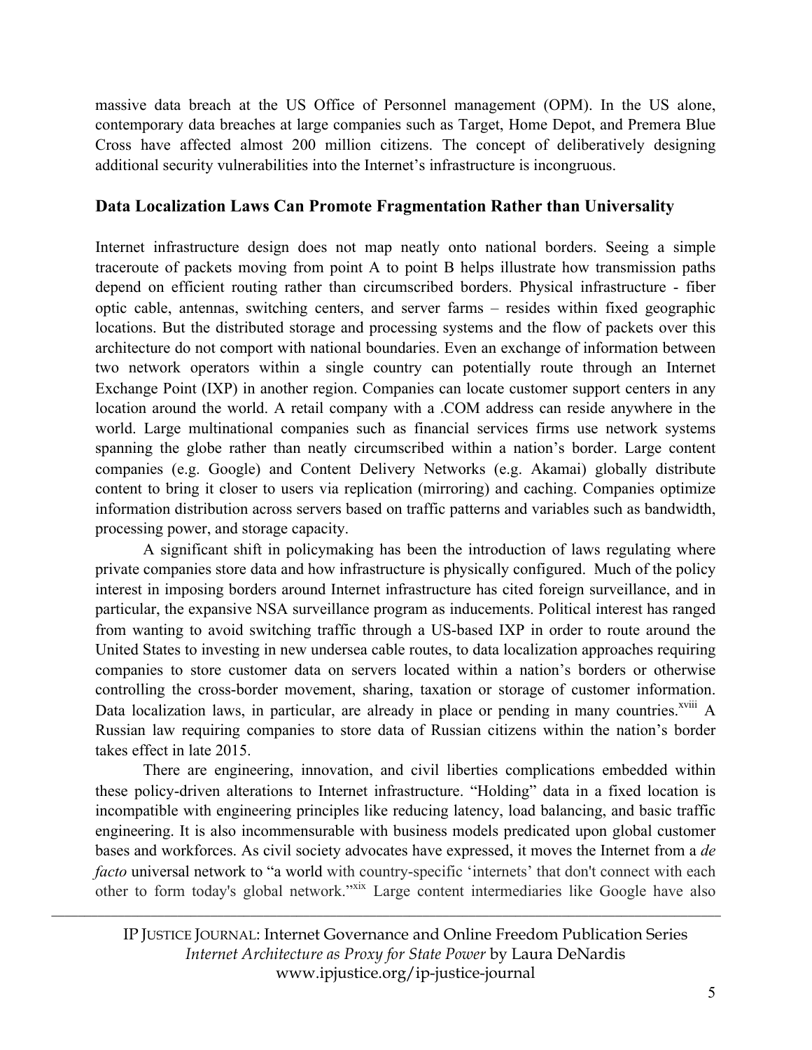massive data breach at the US Office of Personnel management (OPM). In the US alone, contemporary data breaches at large companies such as Target, Home Depot, and Premera Blue Cross have affected almost 200 million citizens. The concept of deliberatively designing additional security vulnerabilities into the Internet's infrastructure is incongruous.

## Data Localization Laws Can Promote Fragmentation Rather than Universality

Internet infrastructure design does not map neatly onto national borders. Seeing a simple traceroute of packets moving from point A to point B helps illustrate how transmission paths depend on efficient routing rather than circumscribed borders. Physical infrastructure - fiber optic cable, antennas, switching centers, and server farms – resides within fixed geographic locations. But the distributed storage and processing systems and the flow of packets over this architecture do not comport with national boundaries. Even an exchange of information between two network operators within a single country can potentially route through an Internet Exchange Point (IXP) in another region. Companies can locate customer support centers in any location around the world. A retail company with a .COM address can reside anywhere in the world. Large multinational companies such as financial services firms use network systems spanning the globe rather than neatly circumscribed within a nation's border. Large content companies (e.g. Google) and Content Delivery Networks (e.g. Akamai) globally distribute content to bring it closer to users via replication (mirroring) and caching. Companies optimize information distribution across servers based on traffic patterns and variables such as bandwidth, processing power, and storage capacity.

A significant shift in policymaking has been the introduction of laws regulating where private companies store data and how infrastructure is physically configured. Much of the policy interest in imposing borders around Internet infrastructure has cited foreign surveillance, and in particular, the expansive NSA surveillance program as inducements. Political interest has ranged from wanting to avoid switching traffic through a US-based IXP in order to route around the United States to investing in new undersea cable routes, to data localization approaches requiring companies to store customer data on servers located within a nation's borders or otherwise controlling the cross-border movement, sharing, taxation or storage of customer information. Data localization laws, in particular, are already in place or pending in many countries.[xviii] A Russian law requiring companies to store data of Russian citizens within the nation's border takes effect in late 2015.

There are engineering, innovation, and civil liberties complications embedded within these policy-driven alterations to Internet infrastructure. "Holding" data in a fixed location is incompatible with engineering principles like reducing latency, load balancing, and basic traffic engineering. It is also incommensurable with business models predicated upon global customer bases and workforces. As civil society advocates have expressed, it moves the Internet from a *de facto* universal network to "a world with country-specific 'internets' that don't connect with each other to form today's global network."[xix] Large content intermediaries like Google have also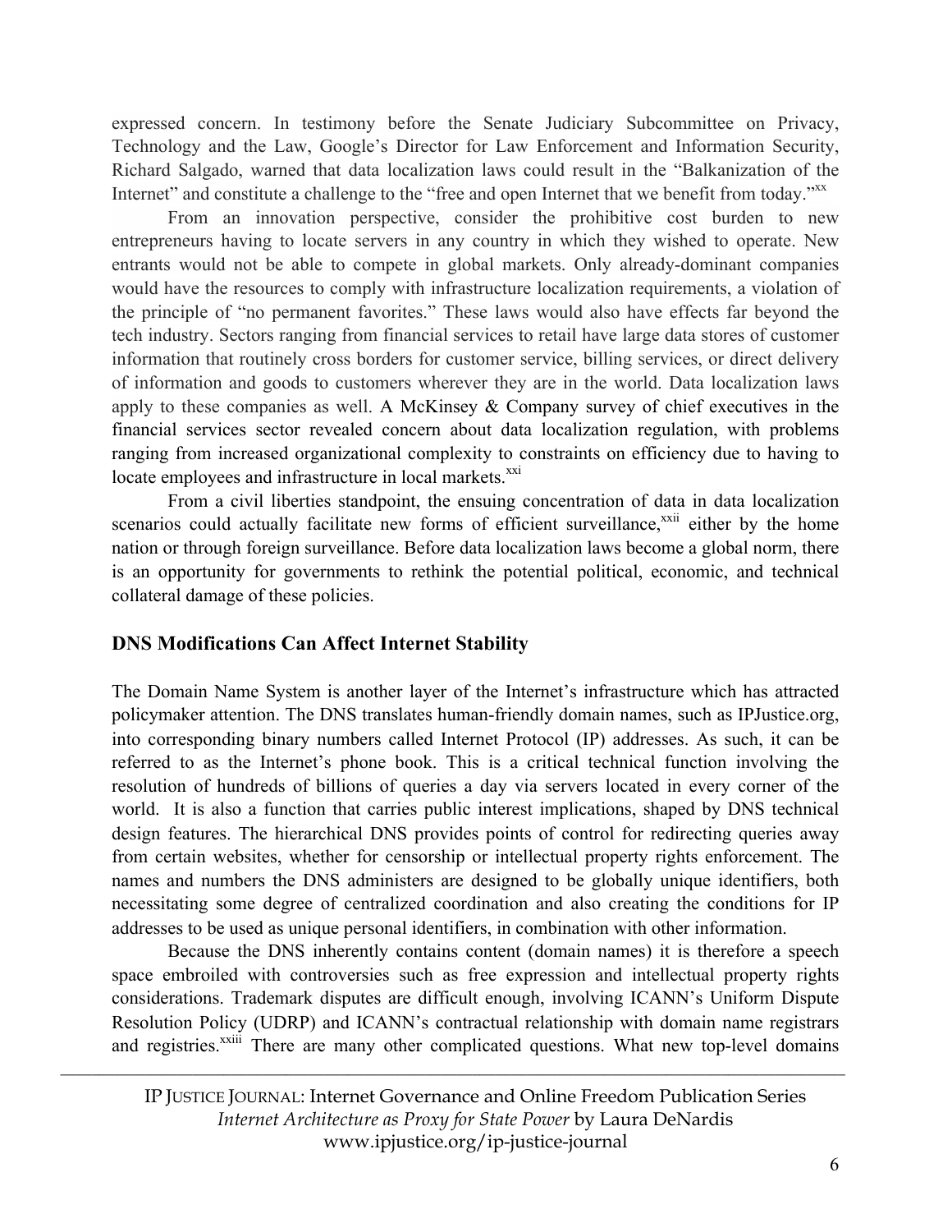expressed concern. In testimony before the Senate Judiciary Subcommittee on Privacy, Technology and the Law, Google's Director for Law Enforcement and Information Security, Richard Salgado, warned that data localization laws could result in the "Balkanization of the Internet" and constitute a challenge to the "free and open Internet that we benefit from today."[xx]

From an innovation perspective, consider the prohibitive cost burden to new entrepreneurs having to locate servers in any country in which they wished to operate. New entrants would not be able to compete in global markets. Only already-dominant companies would have the resources to comply with infrastructure localization requirements, a violation of the principle of "no permanent favorites." These laws would also have effects far beyond the tech industry. Sectors ranging from financial services to retail have large data stores of customer information that routinely cross borders for customer service, billing services, or direct delivery of information and goods to customers wherever they are in the world. Data localization laws apply to these companies as well. A McKinsey & Company survey of chief executives in the financial services sector revealed concern about data localization regulation, with problems ranging from increased organizational complexity to constraints on efficiency due to having to locate employees and infrastructure in local markets.[xxi]

From a civil liberties standpoint, the ensuing concentration of data in data localization scenarios could actually facilitate new forms of efficient surveillance,[xxii] either by the home nation or through foreign surveillance. Before data localization laws become a global norm, there is an opportunity for governments to rethink the potential political, economic, and technical collateral damage of these policies.

## DNS Modifications Can Affect Internet Stability

The Domain Name System is another layer of the Internet's infrastructure which has attracted policymaker attention. The DNS translates human-friendly domain names, such as IPJustice.org, into corresponding binary numbers called Internet Protocol (IP) addresses. As such, it can be referred to as the Internet's phone book. This is a critical technical function involving the resolution of hundreds of billions of queries a day via servers located in every corner of the world. It is also a function that carries public interest implications, shaped by DNS technical design features. The hierarchical DNS provides points of control for redirecting queries away from certain websites, whether for censorship or intellectual property rights enforcement. The names and numbers the DNS administers are designed to be globally unique identifiers, both necessitating some degree of centralized coordination and also creating the conditions for IP addresses to be used as unique personal identifiers, in combination with other information.

Because the DNS inherently contains content (domain names) it is therefore a speech space embroiled with controversies such as free expression and intellectual property rights considerations. Trademark disputes are difficult enough, involving ICANN's Uniform Dispute Resolution Policy (UDRP) and ICANN's contractual relationship with domain name registrars and registries.[xxiii] There are many other complicated questions. What new top-level domains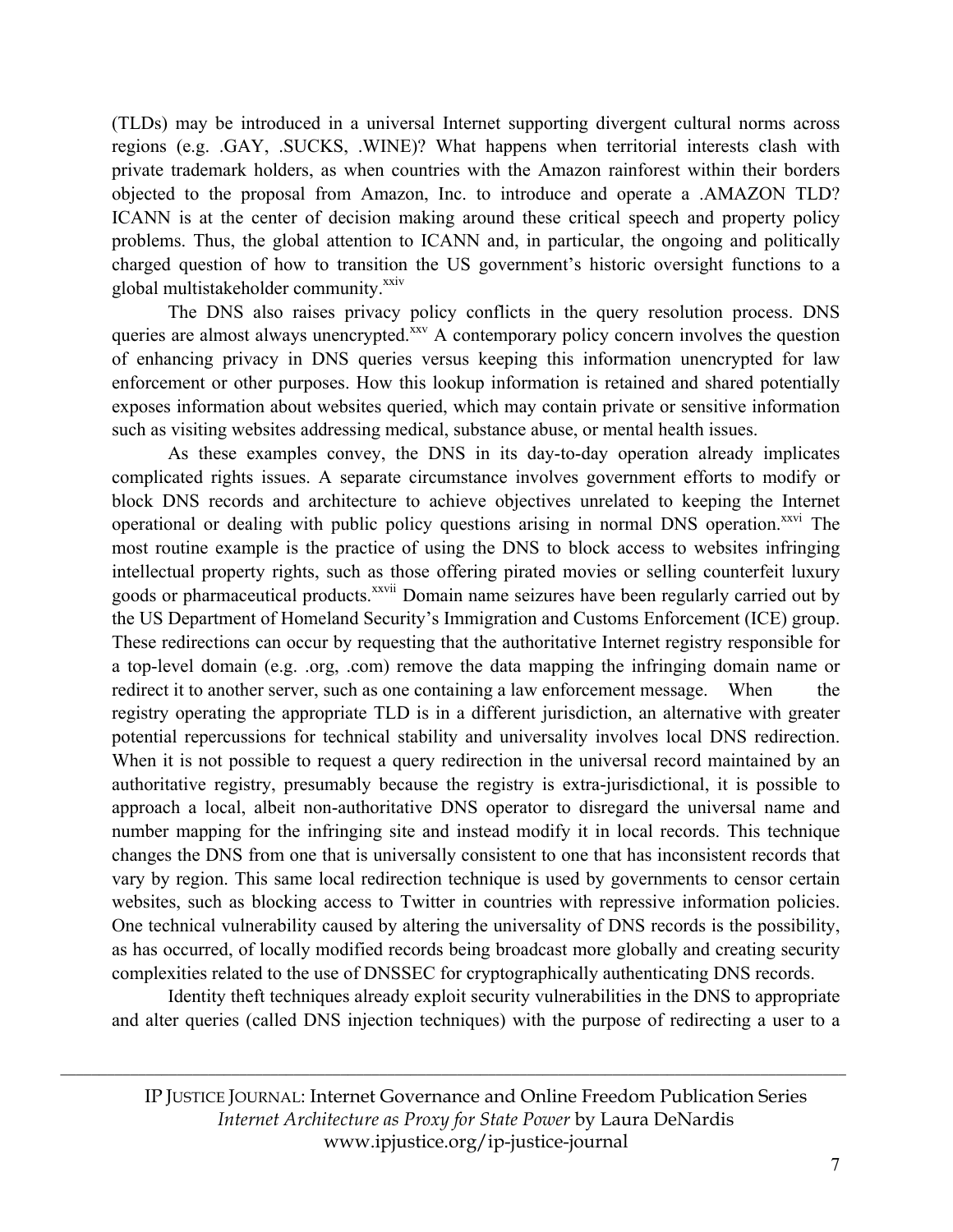(TLDs) may be introduced in a universal Internet supporting divergent cultural norms across regions (e.g. .GAY, .SUCKS, .WINE)? What happens when territorial interests clash with private trademark holders, as when countries with the Amazon rainforest within their borders objected to the proposal from Amazon, Inc. to introduce and operate a .AMAZON TLD? ICANN is at the center of decision making around these critical speech and property policy problems. Thus, the global attention to ICANN and, in particular, the ongoing and politically charged question of how to transition the US government's historic oversight functions to a global multistakeholder community.[xxiv]

The DNS also raises privacy policy conflicts in the query resolution process. DNS queries are almost always unencrypted.[xxv] A contemporary policy concern involves the question of enhancing privacy in DNS queries versus keeping this information unencrypted for law enforcement or other purposes. How this lookup information is retained and shared potentially exposes information about websites queried, which may contain private or sensitive information such as visiting websites addressing medical, substance abuse, or mental health issues.

As these examples convey, the DNS in its day-to-day operation already implicates complicated rights issues. A separate circumstance involves government efforts to modify or block DNS records and architecture to achieve objectives unrelated to keeping the Internet operational or dealing with public policy questions arising in normal DNS operation.[xxvi] The most routine example is the practice of using the DNS to block access to websites infringing intellectual property rights, such as those offering pirated movies or selling counterfeit luxury goods or pharmaceutical products.[xxvii] Domain name seizures have been regularly carried out by the US Department of Homeland Security's Immigration and Customs Enforcement (ICE) group. These redirections can occur by requesting that the authoritative Internet registry responsible for a top-level domain (e.g. .org, .com) remove the data mapping the infringing domain name or redirect it to another server, such as one containing a law enforcement message. When the registry operating the appropriate TLD is in a different jurisdiction, an alternative with greater potential repercussions for technical stability and universality involves local DNS redirection. When it is not possible to request a query redirection in the universal record maintained by an authoritative registry, presumably because the registry is extra-jurisdictional, it is possible to approach a local, albeit non-authoritative DNS operator to disregard the universal name and number mapping for the infringing site and instead modify it in local records. This technique changes the DNS from one that is universally consistent to one that has inconsistent records that vary by region. This same local redirection technique is used by governments to censor certain websites, such as blocking access to Twitter in countries with repressive information policies. One technical vulnerability caused by altering the universality of DNS records is the possibility, as has occurred, of locally modified records being broadcast more globally and creating security complexities related to the use of DNSSEC for cryptographically authenticating DNS records.

Identity theft techniques already exploit security vulnerabilities in the DNS to appropriate and alter queries (called DNS injection techniques) with the purpose of redirecting a user to a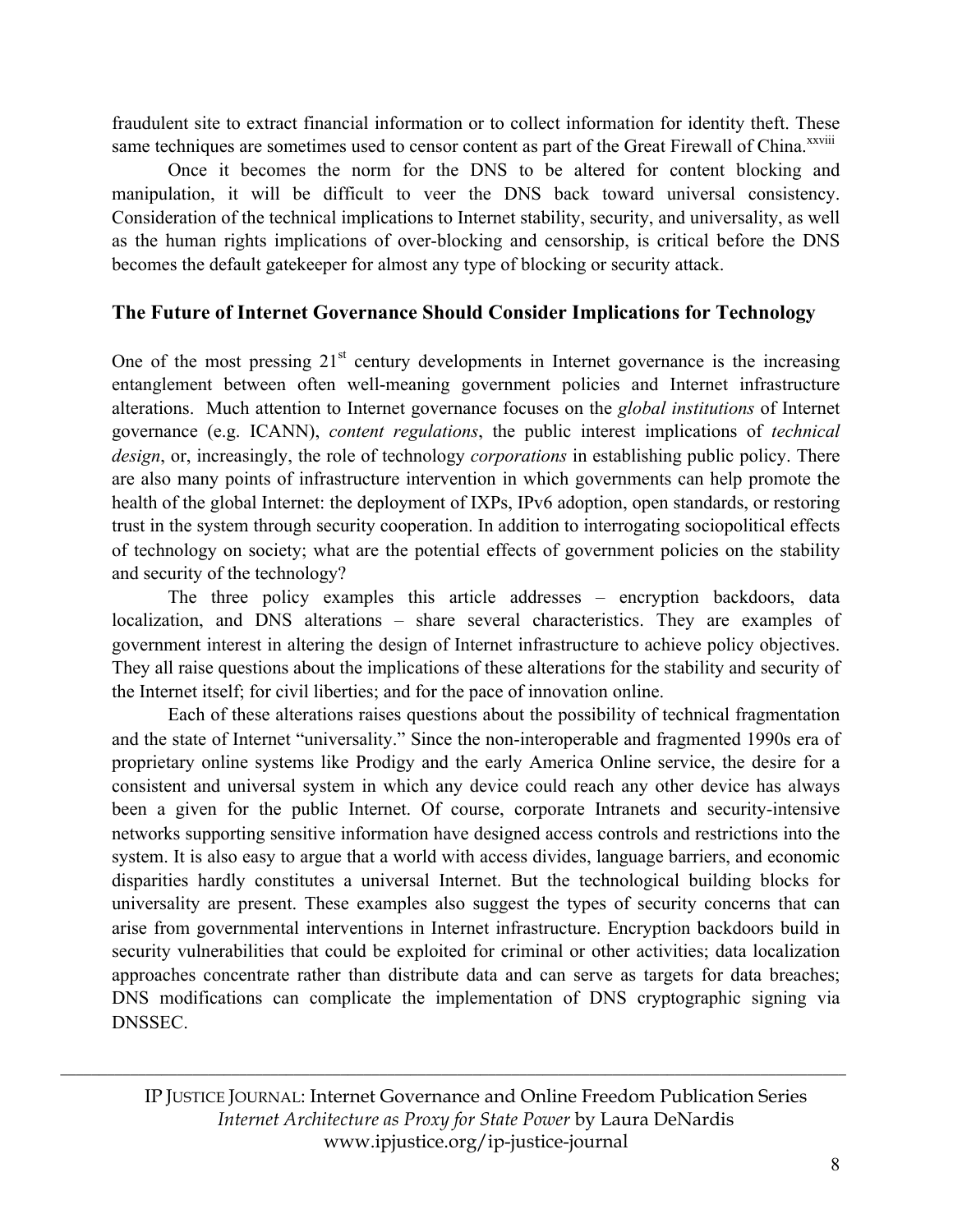fraudulent site to extract financial information or to collect information for identity theft. These same techniques are sometimes used to censor content as part of the Great Firewall of China.[xxviii]

Once it becomes the norm for the DNS to be altered for content blocking and manipulation, it will be difficult to veer the DNS back toward universal consistency. Consideration of the technical implications to Internet stability, security, and universality, as well as the human rights implications of over-blocking and censorship, is critical before the DNS becomes the default gatekeeper for almost any type of blocking or security attack.

## The Future of Internet Governance Should Consider Implications for Technology

One of the most pressing 21st century developments in Internet governance is the increasing entanglement between often well-meaning government policies and Internet infrastructure alterations. Much attention to Internet governance focuses on the *global institutions* of Internet governance (e.g. ICANN), *content regulations*, the public interest implications of *technical design*, or, increasingly, the role of technology *corporations* in establishing public policy. There are also many points of infrastructure intervention in which governments can help promote the health of the global Internet: the deployment of IXPs, IPv6 adoption, open standards, or restoring trust in the system through security cooperation. In addition to interrogating sociopolitical effects of technology on society; what are the potential effects of government policies on the stability and security of the technology?

The three policy examples this article addresses – encryption backdoors, data localization, and DNS alterations – share several characteristics. They are examples of government interest in altering the design of Internet infrastructure to achieve policy objectives. They all raise questions about the implications of these alterations for the stability and security of the Internet itself; for civil liberties; and for the pace of innovation online.

Each of these alterations raises questions about the possibility of technical fragmentation and the state of Internet "universality." Since the non-interoperable and fragmented 1990s era of proprietary online systems like Prodigy and the early America Online service, the desire for a consistent and universal system in which any device could reach any other device has always been a given for the public Internet. Of course, corporate Intranets and security-intensive networks supporting sensitive information have designed access controls and restrictions into the system. It is also easy to argue that a world with access divides, language barriers, and economic disparities hardly constitutes a universal Internet. But the technological building blocks for universality are present. These examples also suggest the types of security concerns that can arise from governmental interventions in Internet infrastructure. Encryption backdoors build in security vulnerabilities that could be exploited for criminal or other activities; data localization approaches concentrate rather than distribute data and can serve as targets for data breaches; DNS modifications can complicate the implementation of DNS cryptographic signing via DNSSEC.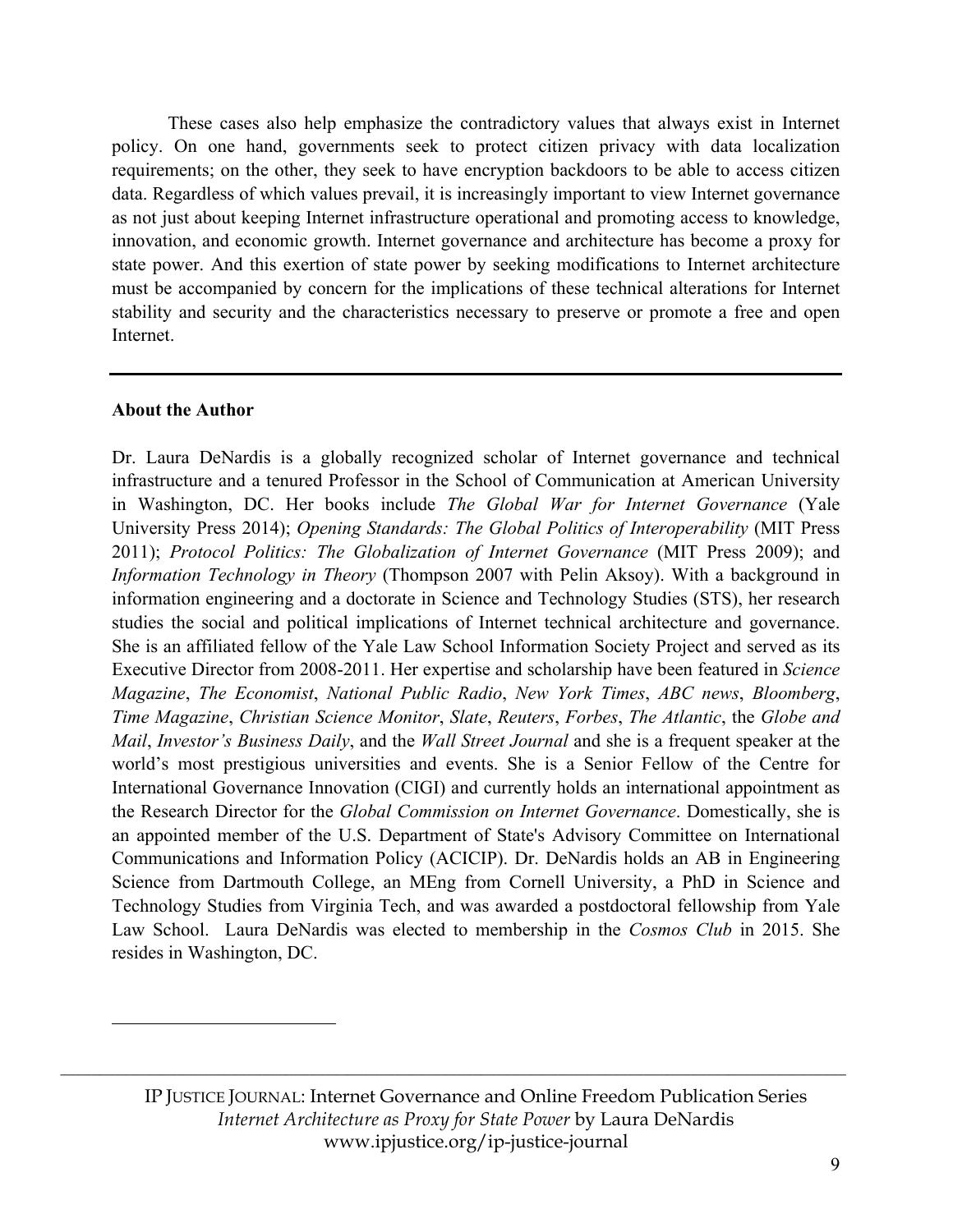These cases also help emphasize the contradictory values that always exist in Internet policy. On one hand, governments seek to protect citizen privacy with data localization requirements; on the other, they seek to have encryption backdoors to be able to access citizen data. Regardless of which values prevail, it is increasingly important to view Internet governance as not just about keeping Internet infrastructure operational and promoting access to knowledge, innovation, and economic growth. Internet governance and architecture has become a proxy for state power. And this exertion of state power by seeking modifications to Internet architecture must be accompanied by concern for the implications of these technical alterations for Internet stability and security and the characteristics necessary to preserve or promote a free and open Internet.

---

**About the Author**

Dr. Laura DeNardis is a globally recognized scholar of Internet governance and technical infrastructure and a tenured Professor in the School of Communication at American University in Washington, DC. Her books include *The Global War for Internet Governance* (Yale University Press 2014); *Opening Standards: The Global Politics of Interoperability* (MIT Press 2011); *Protocol Politics: The Globalization of Internet Governance* (MIT Press 2009); and *Information Technology in Theory* (Thompson 2007 with Pelin Aksoy). With a background in information engineering and a doctorate in Science and Technology Studies (STS), her research studies the social and political implications of Internet technical architecture and governance. She is an affiliated fellow of the Yale Law School Information Society Project and served as its Executive Director from 2008-2011. Her expertise and scholarship have been featured in *Science Magazine*, *The Economist*, *National Public Radio*, *New York Times*, *ABC news*, *Bloomberg*, *Time Magazine*, *Christian Science Monitor*, *Slate*, *Reuters*, *Forbes*, *The Atlantic*, the *Globe and Mail*, *Investor's Business Daily*, and the *Wall Street Journal* and she is a frequent speaker at the world's most prestigious universities and events. She is a Senior Fellow of the Centre for International Governance Innovation (CIGI) and currently holds an international appointment as the Research Director for the *Global Commission on Internet Governance*. Domestically, she is an appointed member of the U.S. Department of State's Advisory Committee on International Communications and Information Policy (ACICIP). Dr. DeNardis holds an AB in Engineering Science from Dartmouth College, an MEng from Cornell University, a PhD in Science and Technology Studies from Virginia Tech, and was awarded a postdoctoral fellowship from Yale Law School. Laura DeNardis was elected to membership in the *Cosmos Club* in 2015. She resides in Washington, DC.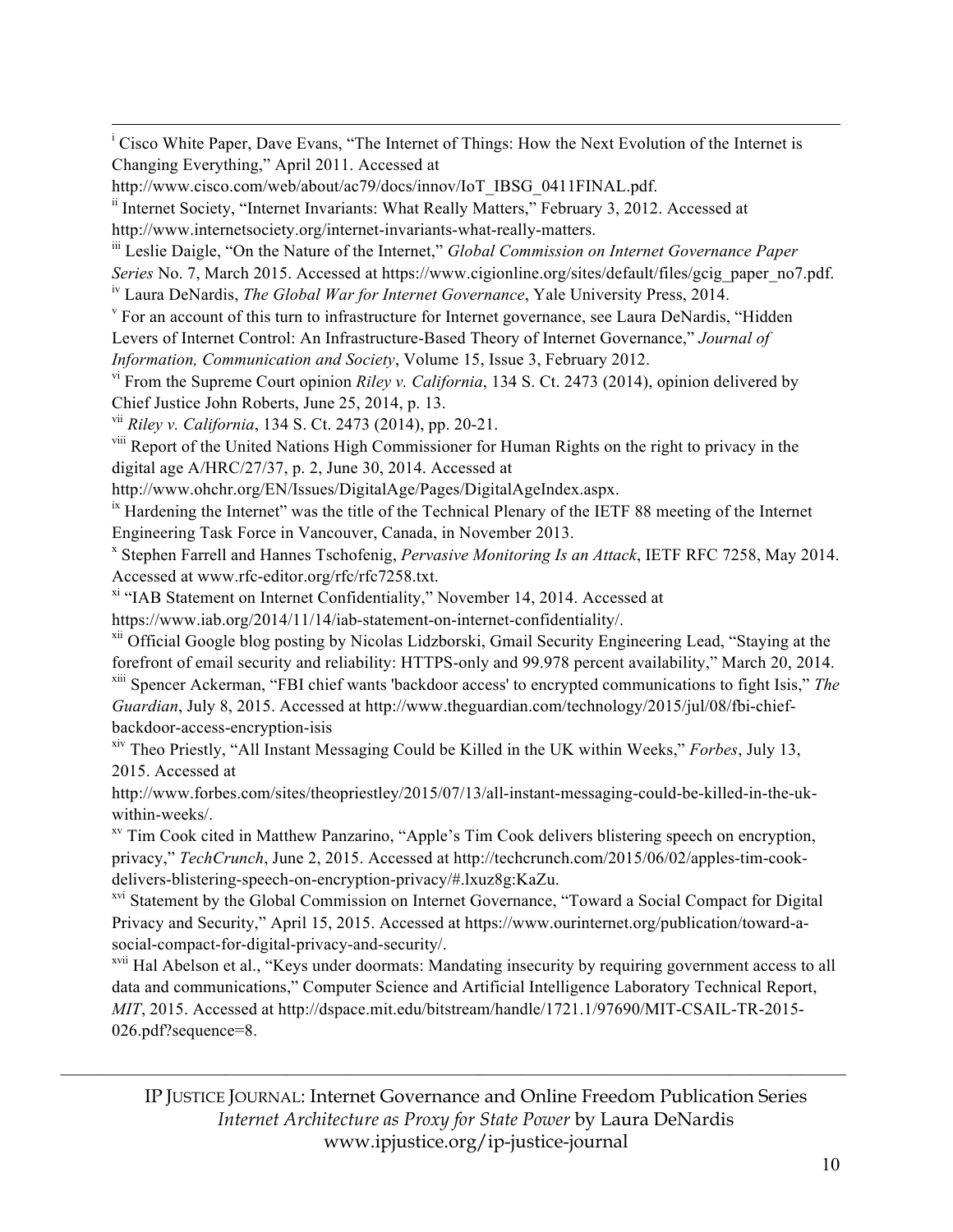[i] Cisco White Paper, Dave Evans, "The Internet of Things: How the Next Evolution of the Internet is Changing Everything," April 2011. Accessed at http://www.cisco.com/web/about/ac79/docs/innov/IoT_IBSG_0411FINAL.pdf.

[ii] Internet Society, "Internet Invariants: What Really Matters," February 3, 2012. Accessed at http://www.internetsociety.org/internet-invariants-what-really-matters.

[iii] Leslie Daigle, "On the Nature of the Internet," *Global Commission on Internet Governance Paper Series* No. 7, March 2015. Accessed at https://www.cigionline.org/sites/default/files/gcig_paper_no7.pdf.

[iv] Laura DeNardis, *The Global War for Internet Governance*, Yale University Press, 2014.

[v] For an account of this turn to infrastructure for Internet governance, see Laura DeNardis, "Hidden Levers of Internet Control: An Infrastructure-Based Theory of Internet Governance," *Journal of Information, Communication and Society*, Volume 15, Issue 3, February 2012.

[vi] From the Supreme Court opinion *Riley v. California*, 134 S. Ct. 2473 (2014), opinion delivered by Chief Justice John Roberts, June 25, 2014, p. 13.

[vii] *Riley v. California*, 134 S. Ct. 2473 (2014), pp. 20-21.

[viii] Report of the United Nations High Commissioner for Human Rights on the right to privacy in the digital age A/HRC/27/37, p. 2, June 30, 2014. Accessed at http://www.ohchr.org/EN/Issues/DigitalAge/Pages/DigitalAgeIndex.aspx.

[ix] Hardening the Internet" was the title of the Technical Plenary of the IETF 88 meeting of the Internet Engineering Task Force in Vancouver, Canada, in November 2013.

[x] Stephen Farrell and Hannes Tschofenig, *Pervasive Monitoring Is an Attack*, IETF RFC 7258, May 2014. Accessed at www.rfc-editor.org/rfc/rfc7258.txt.

[xi] "IAB Statement on Internet Confidentiality," November 14, 2014. Accessed at https://www.iab.org/2014/11/14/iab-statement-on-internet-confidentiality/.

[xii] Official Google blog posting by Nicolas Lidzborski, Gmail Security Engineering Lead, "Staying at the forefront of email security and reliability: HTTPS-only and 99.978 percent availability," March 20, 2014.

[xiii] Spencer Ackerman, "FBI chief wants 'backdoor access' to encrypted communications to fight Isis," *The Guardian*, July 8, 2015. Accessed at http://www.theguardian.com/technology/2015/jul/08/fbi-chief-backdoor-access-encryption-isis

[xiv] Theo Priestly, "All Instant Messaging Could be Killed in the UK within Weeks," *Forbes*, July 13, 2015. Accessed at http://www.forbes.com/sites/theopriestley/2015/07/13/all-instant-messaging-could-be-killed-in-the-uk-within-weeks/.

[xv] Tim Cook cited in Matthew Panzarino, "Apple's Tim Cook delivers blistering speech on encryption, privacy," *TechCrunch*, June 2, 2015. Accessed at http://techcrunch.com/2015/06/02/apples-tim-cook-delivers-blistering-speech-on-encryption-privacy/#.lxuz8g:KaZu.

[xvi] Statement by the Global Commission on Internet Governance, "Toward a Social Compact for Digital Privacy and Security," April 15, 2015. Accessed at https://www.ourinternet.org/publication/toward-a-social-compact-for-digital-privacy-and-security/.

[xvii] Hal Abelson et al., "Keys under doormats: Mandating insecurity by requiring government access to all data and communications," Computer Science and Artificial Intelligence Laboratory Technical Report, *MIT*, 2015. Accessed at http://dspace.mit.edu/bitstream/handle/1721.1/97690/MIT-CSAIL-TR-2015-026.pdf?sequence=8.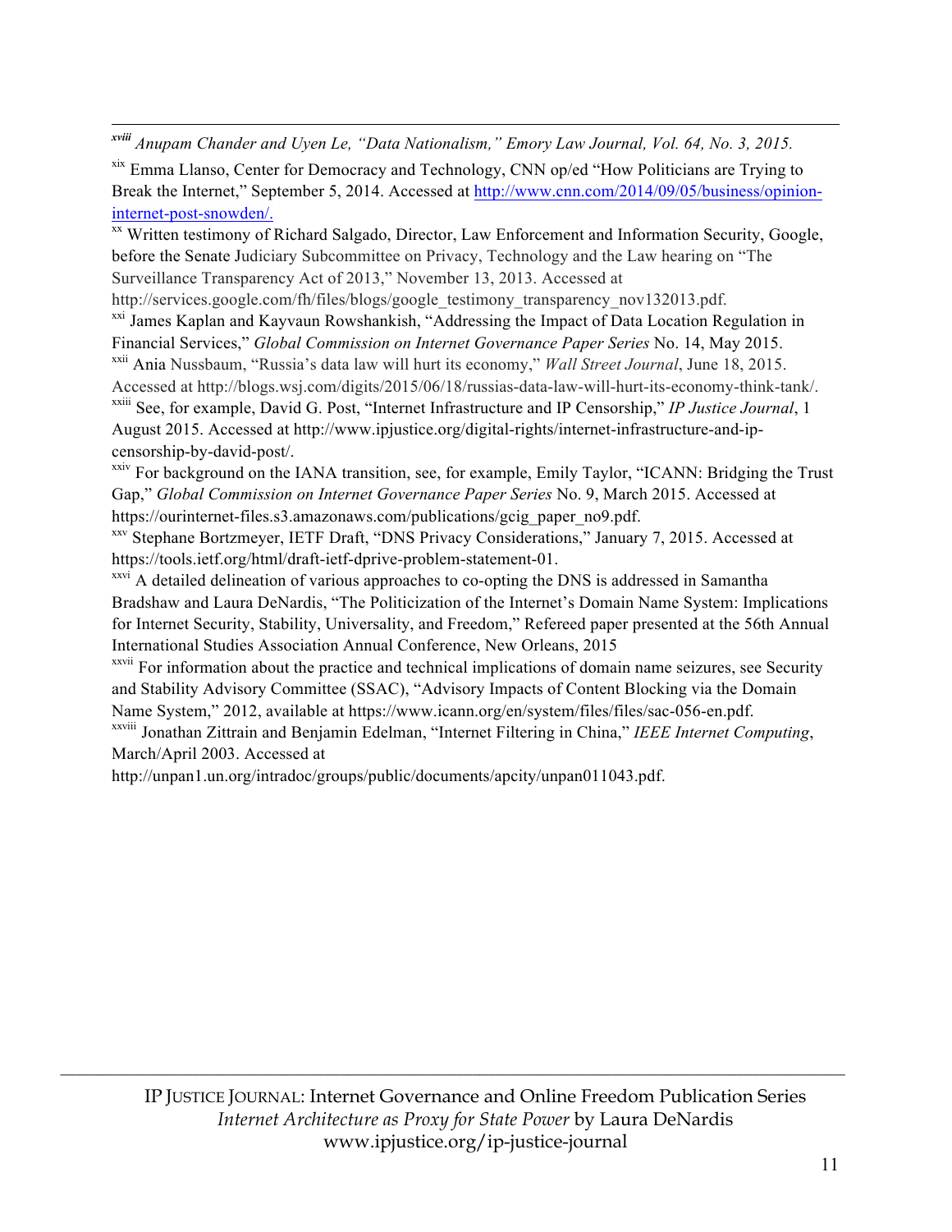[xviii] *Anupam Chander and Uyen Le, "Data Nationalism," Emory Law Journal, Vol. 64, No. 3, 2015.*

[xix] Emma Llanso, Center for Democracy and Technology, CNN op/ed "How Politicians are Trying to Break the Internet," September 5, 2014. Accessed at http://www.cnn.com/2014/09/05/business/opinion-internet-post-snowden/.

[xx] Written testimony of Richard Salgado, Director, Law Enforcement and Information Security, Google, before the Senate Judiciary Subcommittee on Privacy, Technology and the Law hearing on "The Surveillance Transparency Act of 2013," November 13, 2013. Accessed at http://services.google.com/fh/files/blogs/google_testimony_transparency_nov132013.pdf.

[xxi] James Kaplan and Kayvaun Rowshankish, "Addressing the Impact of Data Location Regulation in Financial Services," *Global Commission on Internet Governance Paper Series* No. 14, May 2015.

[xxii] Ania Nussbaum, "Russia's data law will hurt its economy," *Wall Street Journal*, June 18, 2015. Accessed at http://blogs.wsj.com/digits/2015/06/18/russias-data-law-will-hurt-its-economy-think-tank/.

[xxiii] See, for example, David G. Post, "Internet Infrastructure and IP Censorship," *IP Justice Journal*, 1 August 2015. Accessed at http://www.ipjustice.org/digital-rights/internet-infrastructure-and-ip-censorship-by-david-post/.

[xxiv] For background on the IANA transition, see, for example, Emily Taylor, "ICANN: Bridging the Trust Gap," *Global Commission on Internet Governance Paper Series* No. 9, March 2015. Accessed at https://ourinternet-files.s3.amazonaws.com/publications/gcig_paper_no9.pdf.

[xxv] Stephane Bortzmeyer, IETF Draft, "DNS Privacy Considerations," January 7, 2015. Accessed at https://tools.ietf.org/html/draft-ietf-dprive-problem-statement-01.

[xxvi] A detailed delineation of various approaches to co-opting the DNS is addressed in Samantha Bradshaw and Laura DeNardis, "The Politicization of the Internet's Domain Name System: Implications for Internet Security, Stability, Universality, and Freedom," Refereed paper presented at the 56th Annual International Studies Association Annual Conference, New Orleans, 2015

[xxvii] For information about the practice and technical implications of domain name seizures, see Security and Stability Advisory Committee (SSAC), "Advisory Impacts of Content Blocking via the Domain Name System," 2012, available at https://www.icann.org/en/system/files/files/sac-056-en.pdf.

[xxviii] Jonathan Zittrain and Benjamin Edelman, "Internet Filtering in China," *IEEE Internet Computing*, March/April 2003. Accessed at http://unpan1.un.org/intradoc/groups/public/documents/apcity/unpan011043.pdf.